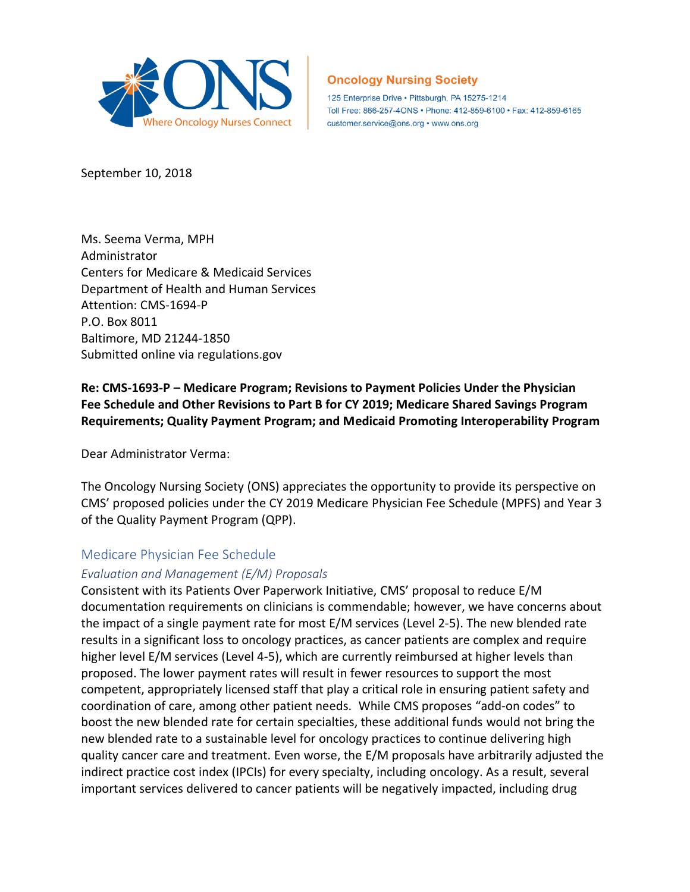**Oncology Nursing Society**

125 Enterprise Drive • Pittsburgh, PA 15275-1214
Toll Free: 866-257-4ONS • Phone: 412-859-6100 • Fax: 412-859-6165
customer.service@ons.org • www.ons.org

September 10, 2018

Ms. Seema Verma, MPH
Administrator
Centers for Medicare & Medicaid Services
Department of Health and Human Services
Attention: CMS-1694-P
P.O. Box 8011
Baltimore, MD 21244-1850
Submitted online via regulations.gov

**Re: CMS-1693-P – Medicare Program; Revisions to Payment Policies Under the Physician Fee Schedule and Other Revisions to Part B for CY 2019; Medicare Shared Savings Program Requirements; Quality Payment Program; and Medicaid Promoting Interoperability Program**

Dear Administrator Verma:

The Oncology Nursing Society (ONS) appreciates the opportunity to provide its perspective on CMS' proposed policies under the CY 2019 Medicare Physician Fee Schedule (MPFS) and Year 3 of the Quality Payment Program (QPP).

## Medicare Physician Fee Schedule

### *Evaluation and Management (E/M) Proposals*

Consistent with its Patients Over Paperwork Initiative, CMS' proposal to reduce E/M documentation requirements on clinicians is commendable; however, we have concerns about the impact of a single payment rate for most E/M services (Level 2-5). The new blended rate results in a significant loss to oncology practices, as cancer patients are complex and require higher level E/M services (Level 4-5), which are currently reimbursed at higher levels than proposed. The lower payment rates will result in fewer resources to support the most competent, appropriately licensed staff that play a critical role in ensuring patient safety and coordination of care, among other patient needs. While CMS proposes "add-on codes" to boost the new blended rate for certain specialties, these additional funds would not bring the new blended rate to a sustainable level for oncology practices to continue delivering high quality cancer care and treatment. Even worse, the E/M proposals have arbitrarily adjusted the indirect practice cost index (IPCIs) for every specialty, including oncology. As a result, several important services delivered to cancer patients will be negatively impacted, including drug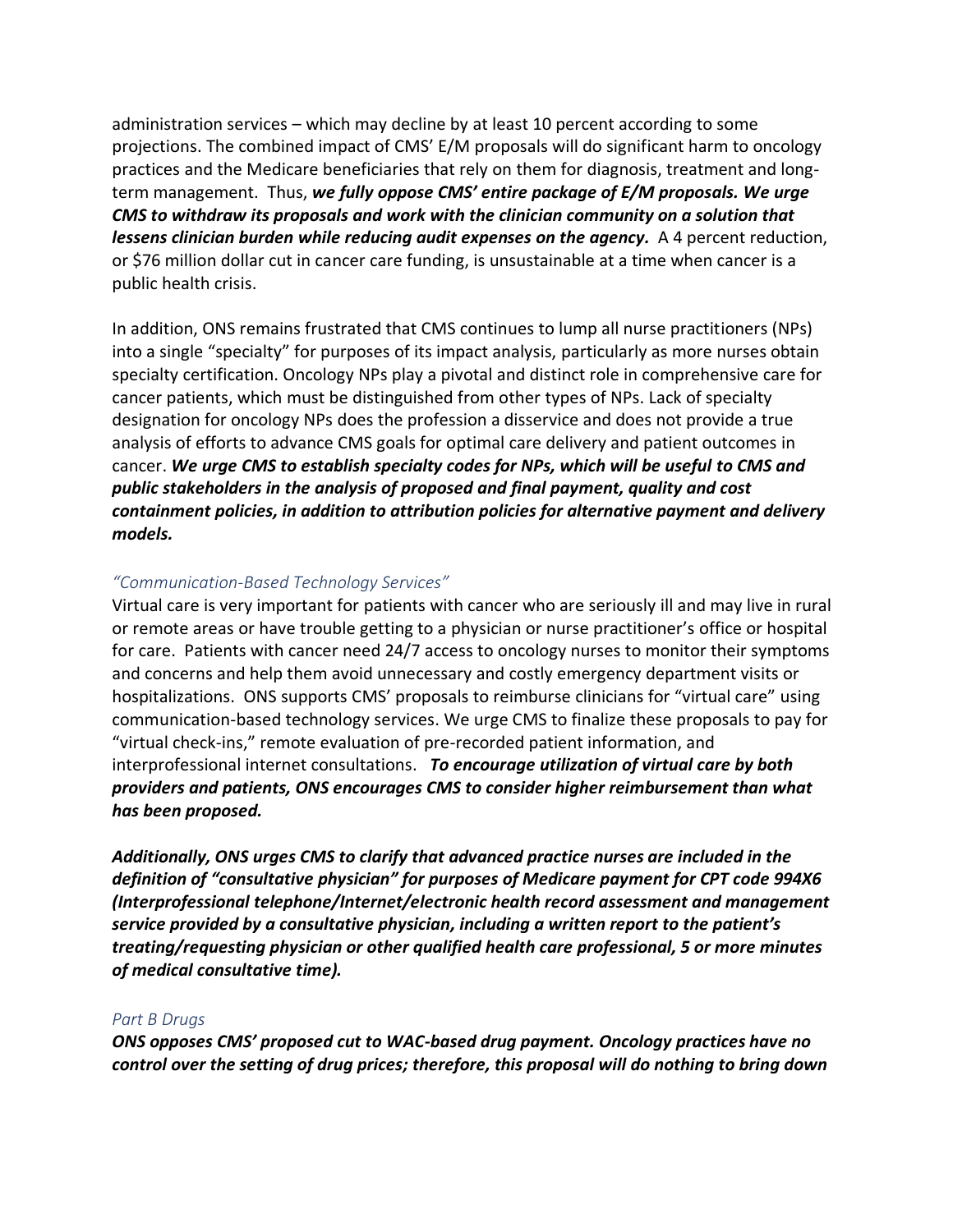administration services – which may decline by at least 10 percent according to some projections. The combined impact of CMS' E/M proposals will do significant harm to oncology practices and the Medicare beneficiaries that rely on them for diagnosis, treatment and long-term management. Thus, ***we fully oppose CMS' entire package of E/M proposals. We urge CMS to withdraw its proposals and work with the clinician community on a solution that lessens clinician burden while reducing audit expenses on the agency.*** A 4 percent reduction, or $76 million dollar cut in cancer care funding, is unsustainable at a time when cancer is a public health crisis.

In addition, ONS remains frustrated that CMS continues to lump all nurse practitioners (NPs) into a single "specialty" for purposes of its impact analysis, particularly as more nurses obtain specialty certification. Oncology NPs play a pivotal and distinct role in comprehensive care for cancer patients, which must be distinguished from other types of NPs. Lack of specialty designation for oncology NPs does the profession a disservice and does not provide a true analysis of efforts to advance CMS goals for optimal care delivery and patient outcomes in cancer. ***We urge CMS to establish specialty codes for NPs, which will be useful to CMS and public stakeholders in the analysis of proposed and final payment, quality and cost containment policies, in addition to attribution policies for alternative payment and delivery models.***

### *"Communication-Based Technology Services"*

Virtual care is very important for patients with cancer who are seriously ill and may live in rural or remote areas or have trouble getting to a physician or nurse practitioner's office or hospital for care. Patients with cancer need 24/7 access to oncology nurses to monitor their symptoms and concerns and help them avoid unnecessary and costly emergency department visits or hospitalizations. ONS supports CMS' proposals to reimburse clinicians for "virtual care" using communication-based technology services. We urge CMS to finalize these proposals to pay for "virtual check-ins," remote evaluation of pre-recorded patient information, and interprofessional internet consultations. ***To encourage utilization of virtual care by both providers and patients, ONS encourages CMS to consider higher reimbursement than what has been proposed.***

***Additionally, ONS urges CMS to clarify that advanced practice nurses are included in the definition of "consultative physician" for purposes of Medicare payment for CPT code 994X6 (Interprofessional telephone/Internet/electronic health record assessment and management service provided by a consultative physician, including a written report to the patient's treating/requesting physician or other qualified health care professional, 5 or more minutes of medical consultative time).***

### *Part B Drugs*

***ONS opposes CMS' proposed cut to WAC-based drug payment. Oncology practices have no control over the setting of drug prices; therefore, this proposal will do nothing to bring down***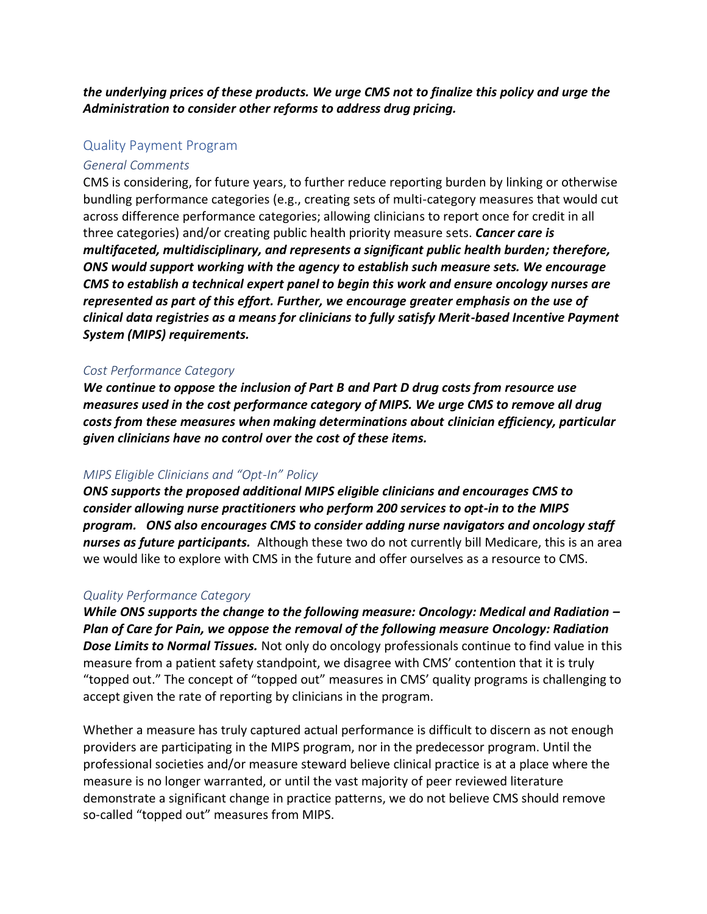***the underlying prices of these products. We urge CMS not to finalize this policy and urge the Administration to consider other reforms to address drug pricing.***

## Quality Payment Program

### *General Comments*

CMS is considering, for future years, to further reduce reporting burden by linking or otherwise bundling performance categories (e.g., creating sets of multi-category measures that would cut across difference performance categories; allowing clinicians to report once for credit in all three categories) and/or creating public health priority measure sets. ***Cancer care is multifaceted, multidisciplinary, and represents a significant public health burden; therefore, ONS would support working with the agency to establish such measure sets. We encourage CMS to establish a technical expert panel to begin this work and ensure oncology nurses are represented as part of this effort. Further, we encourage greater emphasis on the use of clinical data registries as a means for clinicians to fully satisfy Merit-based Incentive Payment System (MIPS) requirements.***

### *Cost Performance Category*

***We continue to oppose the inclusion of Part B and Part D drug costs from resource use measures used in the cost performance category of MIPS. We urge CMS to remove all drug costs from these measures when making determinations about clinician efficiency, particular given clinicians have no control over the cost of these items.***

### *MIPS Eligible Clinicians and "Opt-In" Policy*

***ONS supports the proposed additional MIPS eligible clinicians and encourages CMS to consider allowing nurse practitioners who perform 200 services to opt-in to the MIPS program. ONS also encourages CMS to consider adding nurse navigators and oncology staff nurses as future participants.*** Although these two do not currently bill Medicare, this is an area we would like to explore with CMS in the future and offer ourselves as a resource to CMS.

### *Quality Performance Category*

***While ONS supports the change to the following measure: Oncology: Medical and Radiation – Plan of Care for Pain, we oppose the removal of the following measure Oncology: Radiation Dose Limits to Normal Tissues.*** Not only do oncology professionals continue to find value in this measure from a patient safety standpoint, we disagree with CMS' contention that it is truly "topped out." The concept of "topped out" measures in CMS' quality programs is challenging to accept given the rate of reporting by clinicians in the program.

Whether a measure has truly captured actual performance is difficult to discern as not enough providers are participating in the MIPS program, nor in the predecessor program. Until the professional societies and/or measure steward believe clinical practice is at a place where the measure is no longer warranted, or until the vast majority of peer reviewed literature demonstrate a significant change in practice patterns, we do not believe CMS should remove so-called "topped out" measures from MIPS.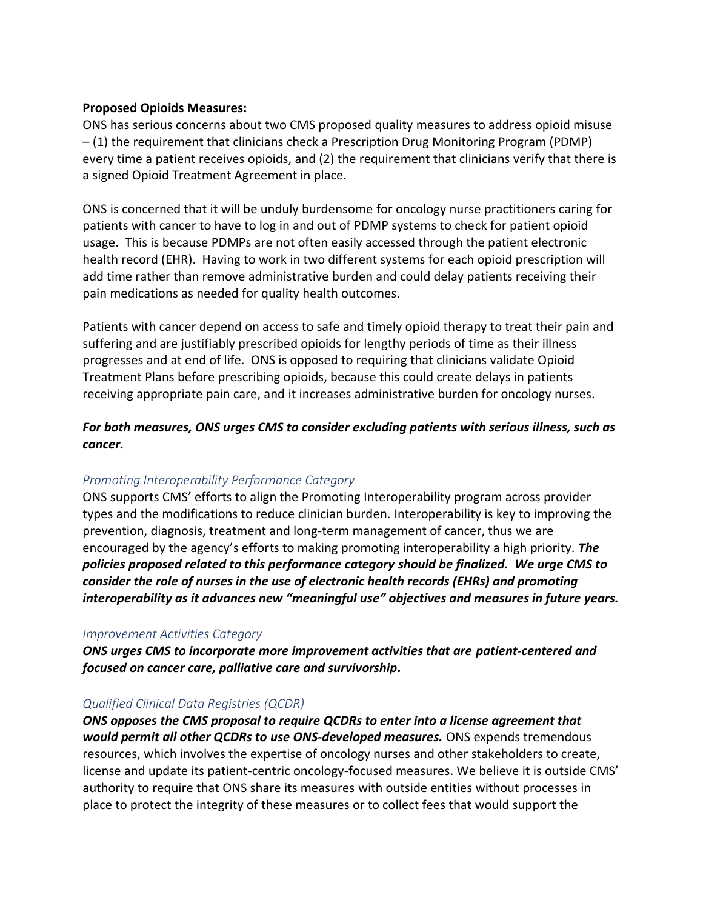**Proposed Opioids Measures:**

ONS has serious concerns about two CMS proposed quality measures to address opioid misuse – (1) the requirement that clinicians check a Prescription Drug Monitoring Program (PDMP) every time a patient receives opioids, and (2) the requirement that clinicians verify that there is a signed Opioid Treatment Agreement in place.

ONS is concerned that it will be unduly burdensome for oncology nurse practitioners caring for patients with cancer to have to log in and out of PDMP systems to check for patient opioid usage. This is because PDMPs are not often easily accessed through the patient electronic health record (EHR). Having to work in two different systems for each opioid prescription will add time rather than remove administrative burden and could delay patients receiving their pain medications as needed for quality health outcomes.

Patients with cancer depend on access to safe and timely opioid therapy to treat their pain and suffering and are justifiably prescribed opioids for lengthy periods of time as their illness progresses and at end of life. ONS is opposed to requiring that clinicians validate Opioid Treatment Plans before prescribing opioids, because this could create delays in patients receiving appropriate pain care, and it increases administrative burden for oncology nurses.

***For both measures, ONS urges CMS to consider excluding patients with serious illness, such as cancer.***

*Promoting Interoperability Performance Category*

ONS supports CMS' efforts to align the Promoting Interoperability program across provider types and the modifications to reduce clinician burden. Interoperability is key to improving the prevention, diagnosis, treatment and long-term management of cancer, thus we are encouraged by the agency's efforts to making promoting interoperability a high priority. ***The policies proposed related to this performance category should be finalized. We urge CMS to consider the role of nurses in the use of electronic health records (EHRs) and promoting interoperability as it advances new "meaningful use" objectives and measures in future years.***

*Improvement Activities Category*

***ONS urges CMS to incorporate more improvement activities that are patient-centered and focused on cancer care, palliative care and survivorship.***

*Qualified Clinical Data Registries (QCDR)*

***ONS opposes the CMS proposal to require QCDRs to enter into a license agreement that would permit all other QCDRs to use ONS-developed measures.*** ONS expends tremendous resources, which involves the expertise of oncology nurses and other stakeholders to create, license and update its patient-centric oncology-focused measures. We believe it is outside CMS' authority to require that ONS share its measures with outside entities without processes in place to protect the integrity of these measures or to collect fees that would support the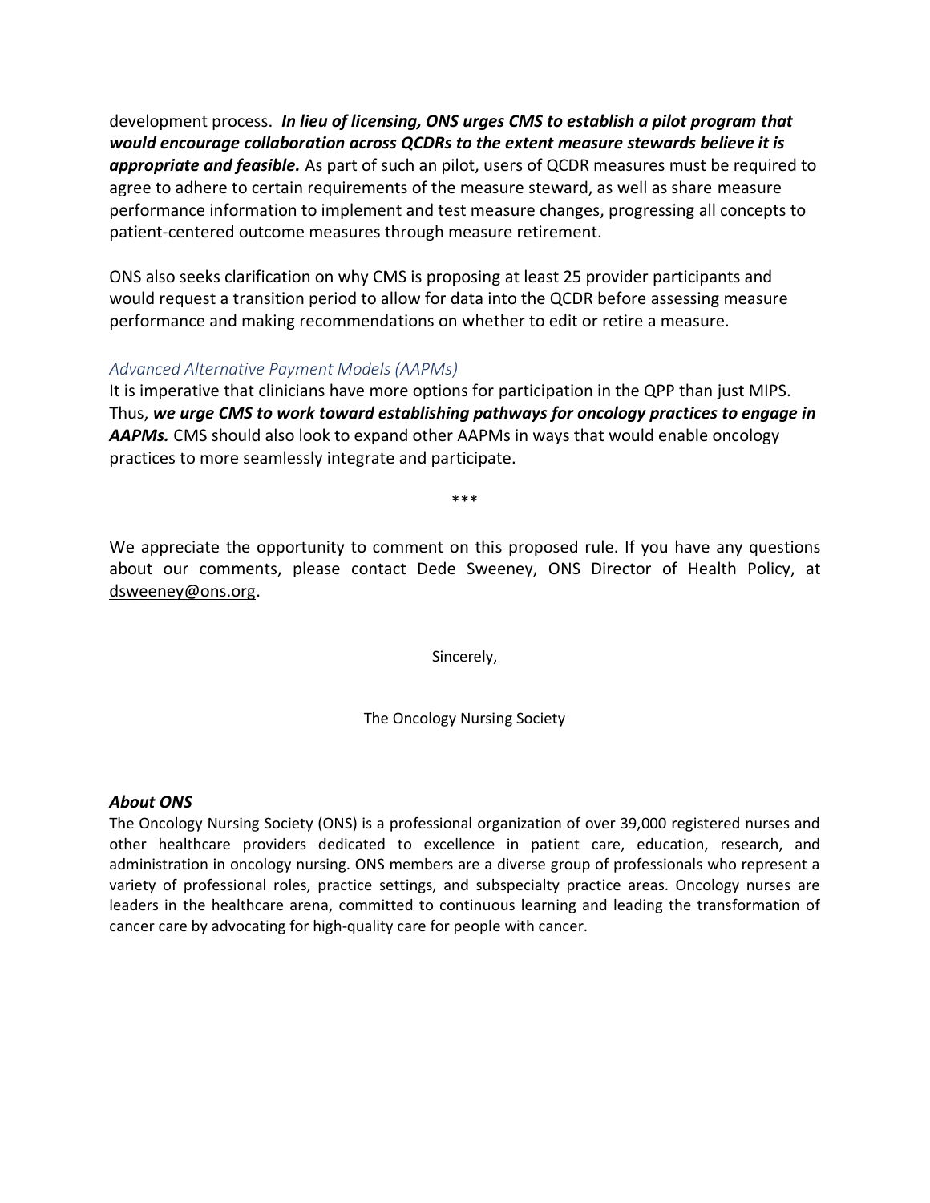development process. ***In lieu of licensing, ONS urges CMS to establish a pilot program that would encourage collaboration across QCDRs to the extent measure stewards believe it is appropriate and feasible.*** As part of such an pilot, users of QCDR measures must be required to agree to adhere to certain requirements of the measure steward, as well as share measure performance information to implement and test measure changes, progressing all concepts to patient-centered outcome measures through measure retirement.

ONS also seeks clarification on why CMS is proposing at least 25 provider participants and would request a transition period to allow for data into the QCDR before assessing measure performance and making recommendations on whether to edit or retire a measure.

### *Advanced Alternative Payment Models (AAPMs)*

It is imperative that clinicians have more options for participation in the QPP than just MIPS. Thus, ***we urge CMS to work toward establishing pathways for oncology practices to engage in AAPMs.*** CMS should also look to expand other AAPMs in ways that would enable oncology practices to more seamlessly integrate and participate.

\*\*\*

We appreciate the opportunity to comment on this proposed rule. If you have any questions about our comments, please contact Dede Sweeney, ONS Director of Health Policy, at dsweeney@ons.org.

Sincerely,

The Oncology Nursing Society

### ***About ONS***

The Oncology Nursing Society (ONS) is a professional organization of over 39,000 registered nurses and other healthcare providers dedicated to excellence in patient care, education, research, and administration in oncology nursing. ONS members are a diverse group of professionals who represent a variety of professional roles, practice settings, and subspecialty practice areas. Oncology nurses are leaders in the healthcare arena, committed to continuous learning and leading the transformation of cancer care by advocating for high-quality care for people with cancer.